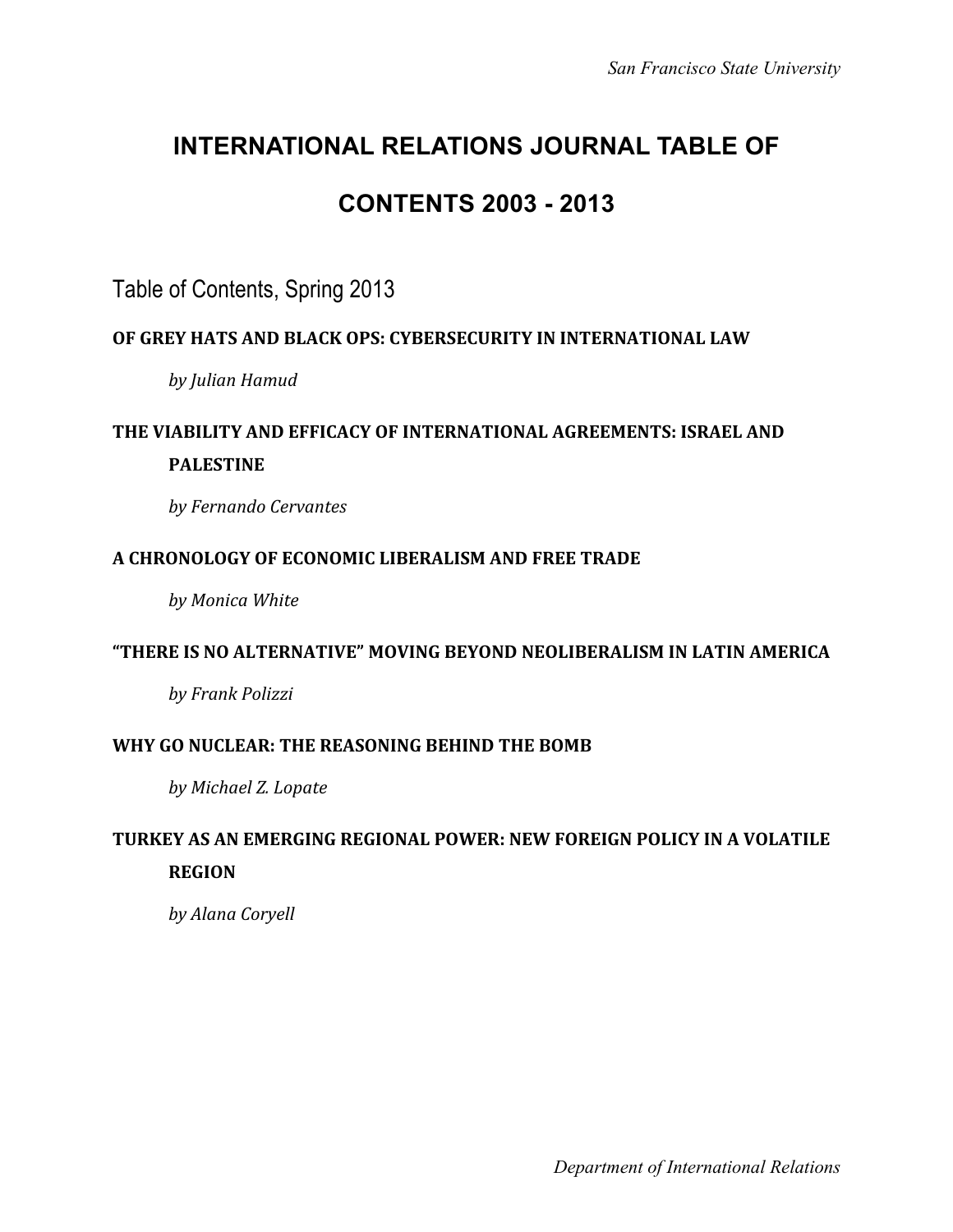# INTERNATIONAL RELATIONS JOURNAL TABLE OF CONTENTS 2003 - 2013

## Table of Contents, Spring 2013

**OF GREY HATS AND BLACK OPS: CYBERSECURITY IN INTERNATIONAL LAW**

*by Julian Hamud*

**THE VIABILITY AND EFFICACY OF INTERNATIONAL AGREEMENTS: ISRAEL AND PALESTINE**

*by Fernando Cervantes*

**A CHRONOLOGY OF ECONOMIC LIBERALISM AND FREE TRADE**

*by Monica White*

**"THERE IS NO ALTERNATIVE" MOVING BEYOND NEOLIBERALISM IN LATIN AMERICA**

*by Frank Polizzi*

**WHY GO NUCLEAR: THE REASONING BEHIND THE BOMB**

*by Michael Z. Lopate*

**TURKEY AS AN EMERGING REGIONAL POWER: NEW FOREIGN POLICY IN A VOLATILE REGION**

*by Alana Coryell*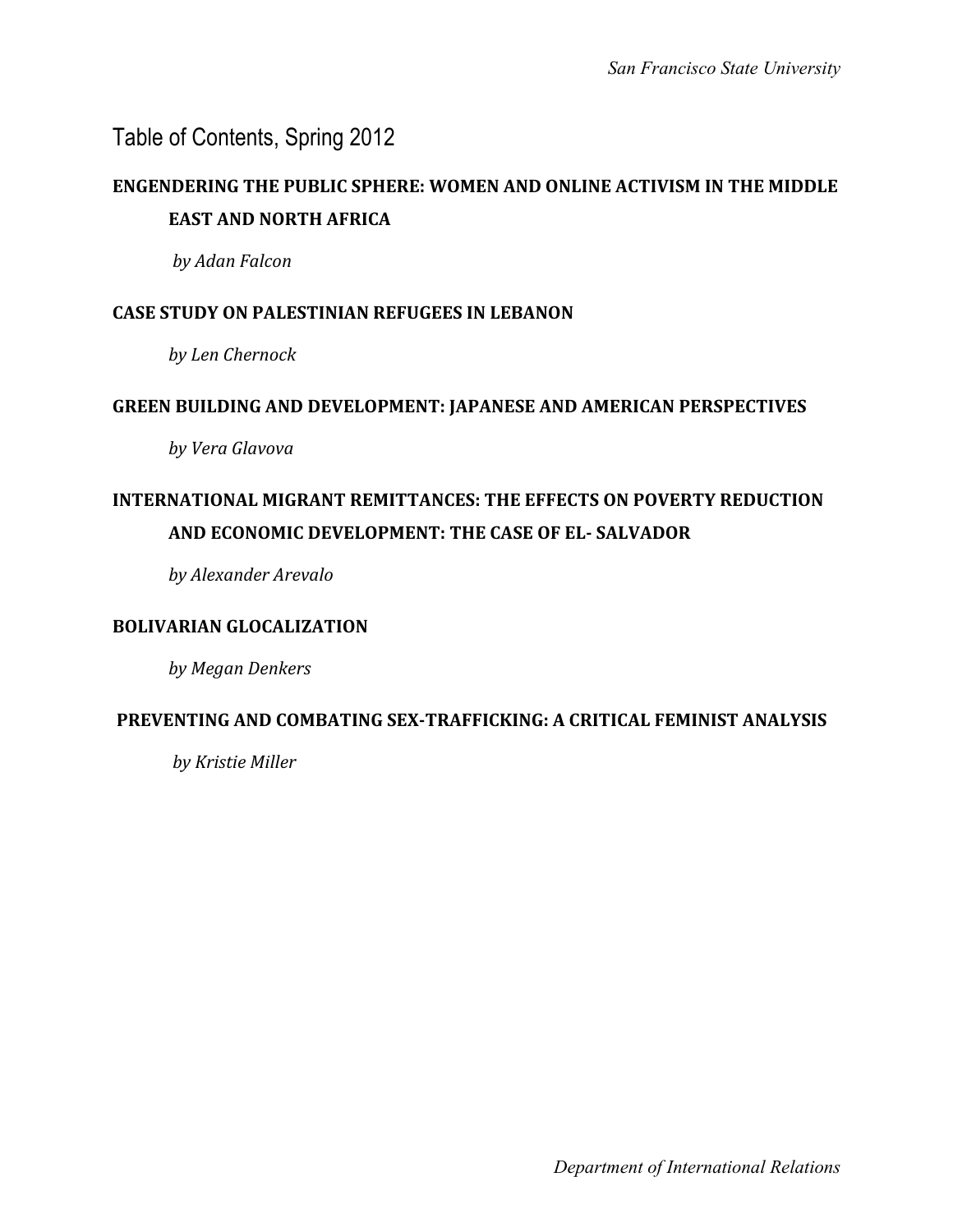# Table of Contents, Spring 2012

**ENGENDERING THE PUBLIC SPHERE: WOMEN AND ONLINE ACTIVISM IN THE MIDDLE EAST AND NORTH AFRICA**

*by Adan Falcon*

**CASE STUDY ON PALESTINIAN REFUGEES IN LEBANON**

*by Len Chernock*

**GREEN BUILDING AND DEVELOPMENT: JAPANESE AND AMERICAN PERSPECTIVES**

*by Vera Glavova*

**INTERNATIONAL MIGRANT REMITTANCES: THE EFFECTS ON POVERTY REDUCTION AND ECONOMIC DEVELOPMENT: THE CASE OF EL- SALVADOR**

*by Alexander Arevalo*

**BOLIVARIAN GLOCALIZATION**

*by Megan Denkers*

**PREVENTING AND COMBATING SEX-TRAFFICKING: A CRITICAL FEMINIST ANALYSIS**

*by Kristie Miller*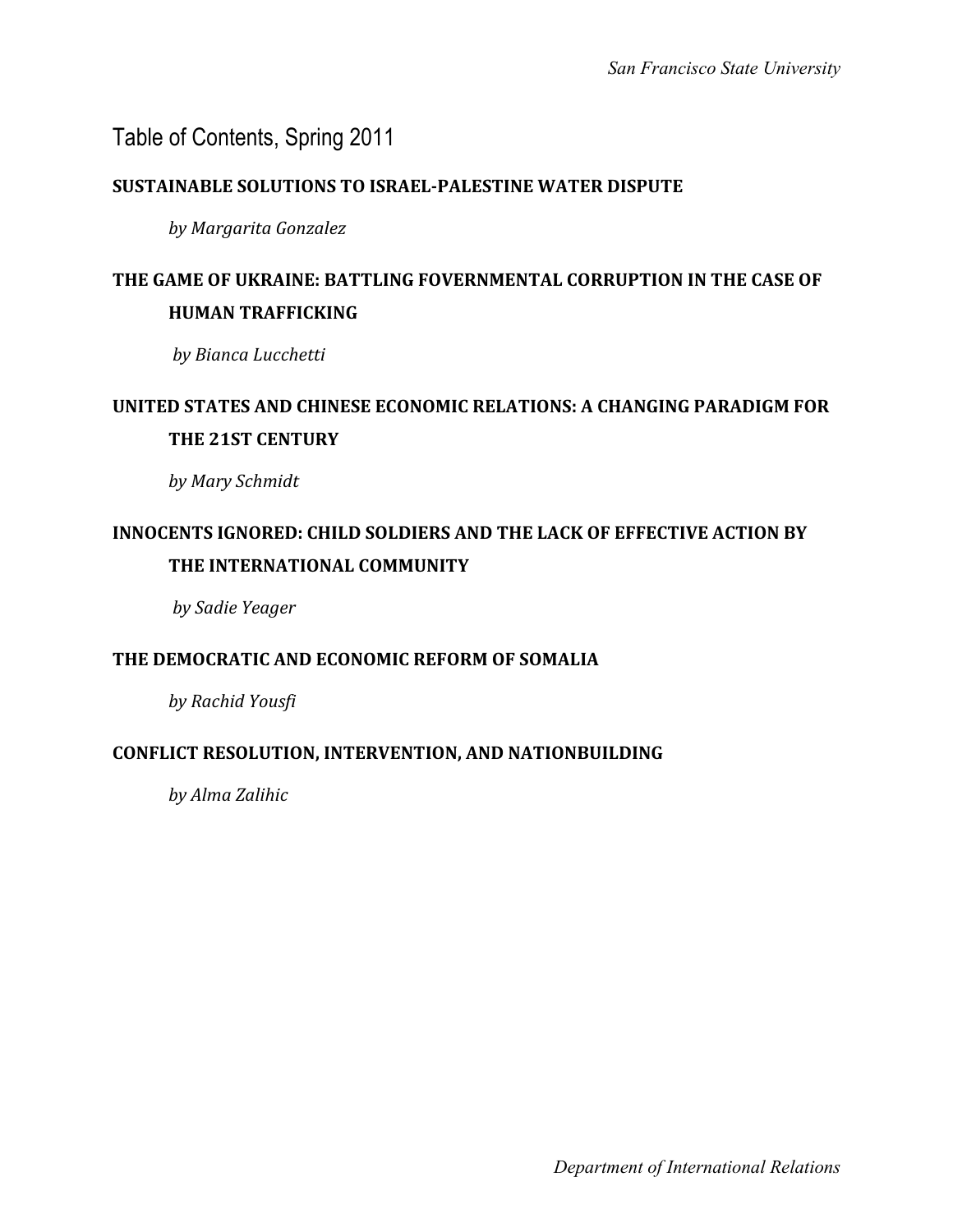## Table of Contents, Spring 2011

**SUSTAINABLE SOLUTIONS TO ISRAEL-PALESTINE WATER DISPUTE**

*by Margarita Gonzalez*

**THE GAME OF UKRAINE: BATTLING FOVERNMENTAL CORRUPTION IN THE CASE OF HUMAN TRAFFICKING**

*by Bianca Lucchetti*

**UNITED STATES AND CHINESE ECONOMIC RELATIONS: A CHANGING PARADIGM FOR THE 21ST CENTURY**

*by Mary Schmidt*

**INNOCENTS IGNORED: CHILD SOLDIERS AND THE LACK OF EFFECTIVE ACTION BY THE INTERNATIONAL COMMUNITY**

*by Sadie Yeager*

**THE DEMOCRATIC AND ECONOMIC REFORM OF SOMALIA**

*by Rachid Yousfi*

**CONFLICT RESOLUTION, INTERVENTION, AND NATIONBUILDING**

*by Alma Zalihic*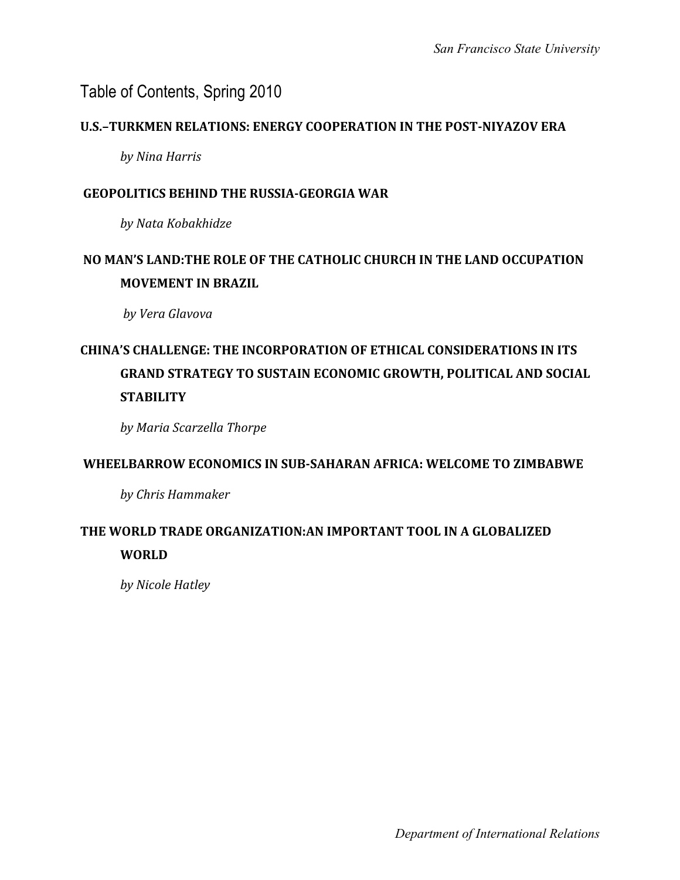# Table of Contents, Spring 2010

**U.S.–TURKMEN RELATIONS: ENERGY COOPERATION IN THE POST-NIYAZOV ERA**

*by Nina Harris*

**GEOPOLITICS BEHIND THE RUSSIA-GEORGIA WAR**

*by Nata Kobakhidze*

**NO MAN'S LAND:THE ROLE OF THE CATHOLIC CHURCH IN THE LAND OCCUPATION MOVEMENT IN BRAZIL**

*by Vera Glavova*

**CHINA'S CHALLENGE: THE INCORPORATION OF ETHICAL CONSIDERATIONS IN ITS GRAND STRATEGY TO SUSTAIN ECONOMIC GROWTH, POLITICAL AND SOCIAL STABILITY**

*by Maria Scarzella Thorpe*

**WHEELBARROW ECONOMICS IN SUB-SAHARAN AFRICA: WELCOME TO ZIMBABWE**

*by Chris Hammaker*

**THE WORLD TRADE ORGANIZATION:AN IMPORTANT TOOL IN A GLOBALIZED WORLD**

*by Nicole Hatley*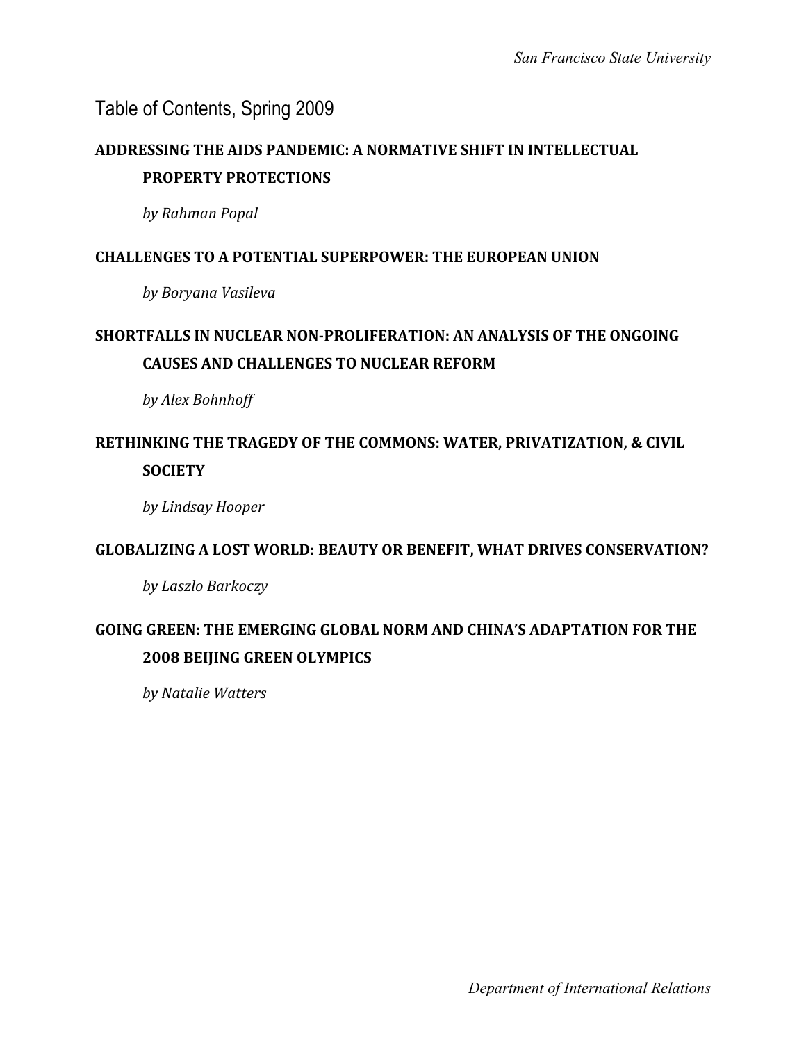## Table of Contents, Spring 2009

**ADDRESSING THE AIDS PANDEMIC: A NORMATIVE SHIFT IN INTELLECTUAL PROPERTY PROTECTIONS**

*by Rahman Popal*

**CHALLENGES TO A POTENTIAL SUPERPOWER: THE EUROPEAN UNION**

*by Boryana Vasileva*

**SHORTFALLS IN NUCLEAR NON-PROLIFERATION: AN ANALYSIS OF THE ONGOING CAUSES AND CHALLENGES TO NUCLEAR REFORM**

*by Alex Bohnhoff*

**RETHINKING THE TRAGEDY OF THE COMMONS: WATER, PRIVATIZATION, & CIVIL SOCIETY**

*by Lindsay Hooper*

**GLOBALIZING A LOST WORLD: BEAUTY OR BENEFIT, WHAT DRIVES CONSERVATION?**

*by Laszlo Barkoczy*

**GOING GREEN: THE EMERGING GLOBAL NORM AND CHINA'S ADAPTATION FOR THE 2008 BEIJING GREEN OLYMPICS**

*by Natalie Watters*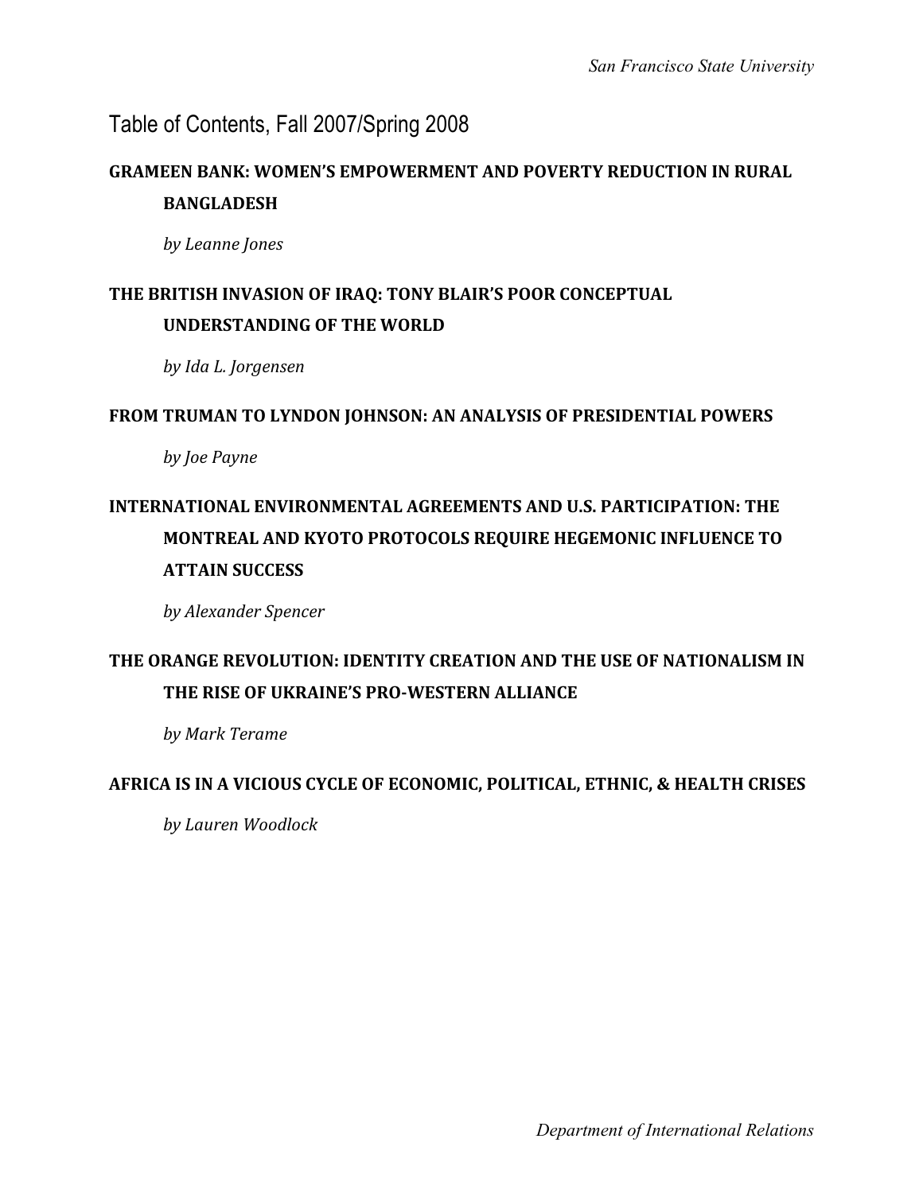# Table of Contents, Fall 2007/Spring 2008

**GRAMEEN BANK: WOMEN'S EMPOWERMENT AND POVERTY REDUCTION IN RURAL BANGLADESH**

*by Leanne Jones*

**THE BRITISH INVASION OF IRAQ: TONY BLAIR'S POOR CONCEPTUAL UNDERSTANDING OF THE WORLD**

*by Ida L. Jorgensen*

**FROM TRUMAN TO LYNDON JOHNSON: AN ANALYSIS OF PRESIDENTIAL POWERS**

*by Joe Payne*

**INTERNATIONAL ENVIRONMENTAL AGREEMENTS AND U.S. PARTICIPATION: THE MONTREAL AND KYOTO PROTOCOLS REQUIRE HEGEMONIC INFLUENCE TO ATTAIN SUCCESS**

*by Alexander Spencer*

**THE ORANGE REVOLUTION: IDENTITY CREATION AND THE USE OF NATIONALISM IN THE RISE OF UKRAINE'S PRO-WESTERN ALLIANCE**

*by Mark Terame*

**AFRICA IS IN A VICIOUS CYCLE OF ECONOMIC, POLITICAL, ETHNIC, & HEALTH CRISES**

*by Lauren Woodlock*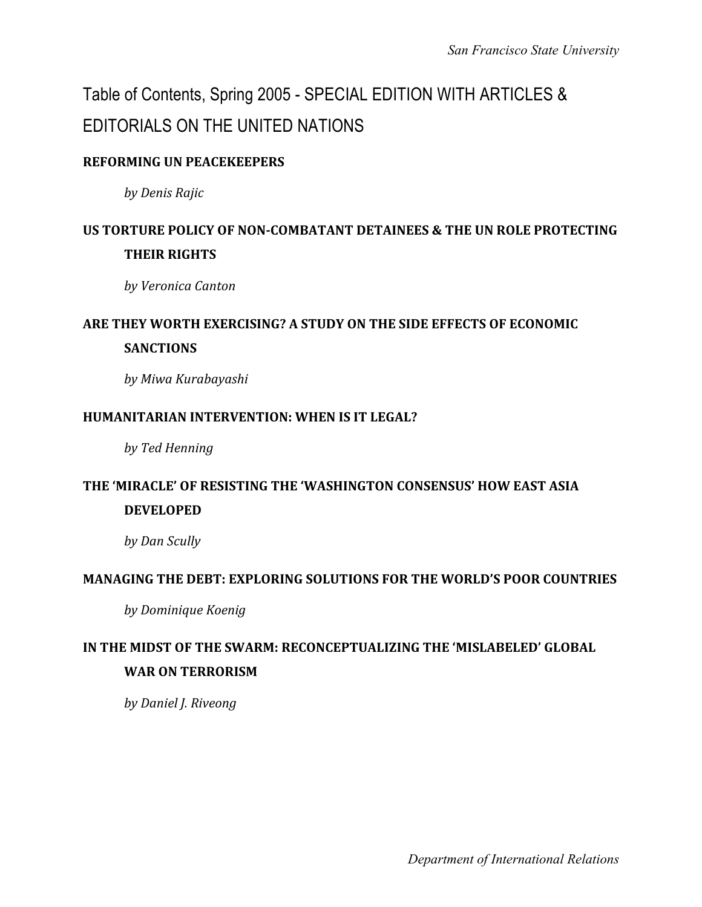# Table of Contents, Spring 2005 - SPECIAL EDITION WITH ARTICLES & EDITORIALS ON THE UNITED NATIONS

**REFORMING UN PEACEKEEPERS**

*by Denis Rajic*

**US TORTURE POLICY OF NON-COMBATANT DETAINEES & THE UN ROLE PROTECTING THEIR RIGHTS**

*by Veronica Canton*

**ARE THEY WORTH EXERCISING? A STUDY ON THE SIDE EFFECTS OF ECONOMIC SANCTIONS**

*by Miwa Kurabayashi*

**HUMANITARIAN INTERVENTION: WHEN IS IT LEGAL?**

*by Ted Henning*

**THE 'MIRACLE' OF RESISTING THE 'WASHINGTON CONSENSUS' HOW EAST ASIA DEVELOPED**

*by Dan Scully*

**MANAGING THE DEBT: EXPLORING SOLUTIONS FOR THE WORLD'S POOR COUNTRIES**

*by Dominique Koenig*

**IN THE MIDST OF THE SWARM: RECONCEPTUALIZING THE 'MISLABELED' GLOBAL WAR ON TERRORISM**

*by Daniel J. Riveong*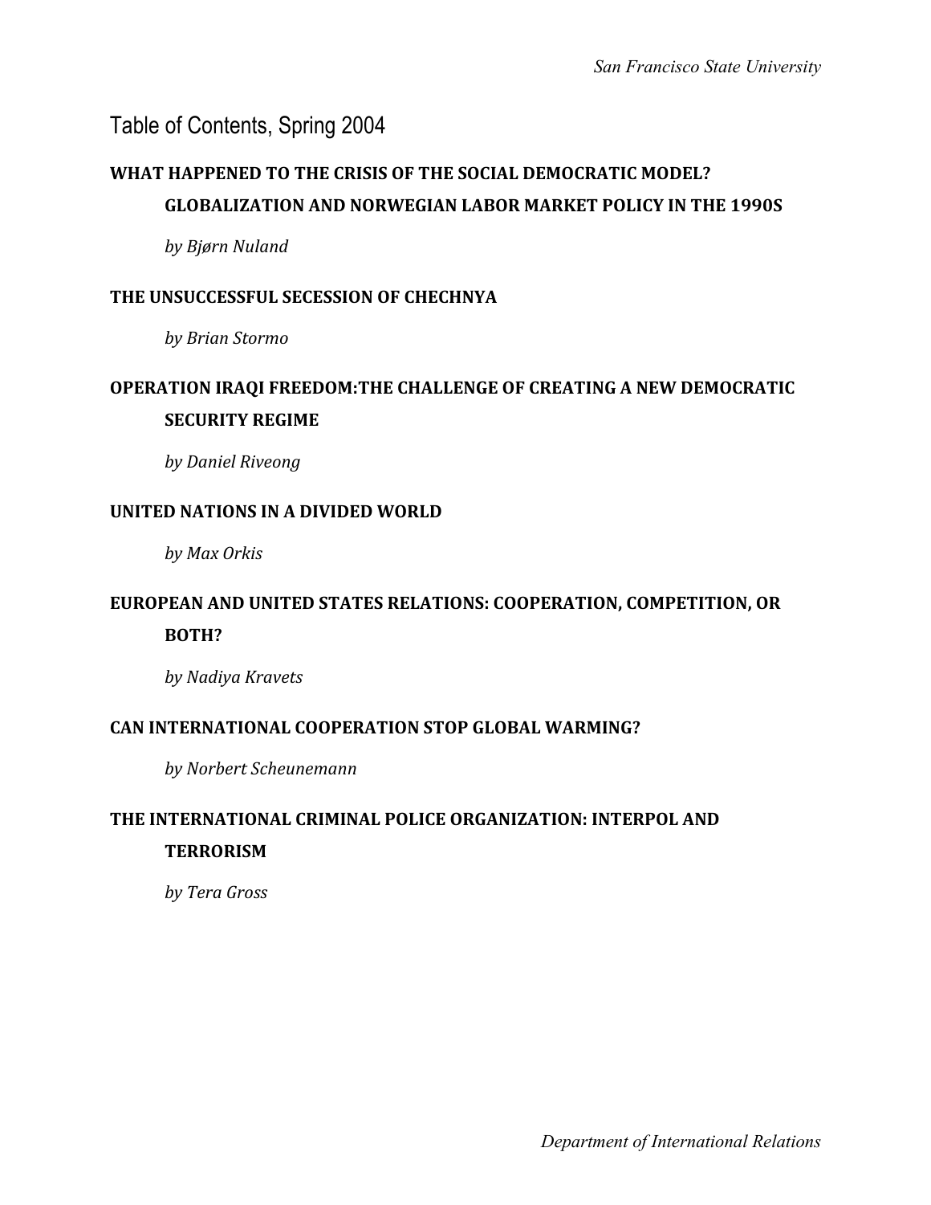# Table of Contents, Spring 2004

**WHAT HAPPENED TO THE CRISIS OF THE SOCIAL DEMOCRATIC MODEL? GLOBALIZATION AND NORWEGIAN LABOR MARKET POLICY IN THE 1990S**

*by Bjørn Nuland*

**THE UNSUCCESSFUL SECESSION OF CHECHNYA**

*by Brian Stormo*

**OPERATION IRAQI FREEDOM:THE CHALLENGE OF CREATING A NEW DEMOCRATIC SECURITY REGIME**

*by Daniel Riveong*

**UNITED NATIONS IN A DIVIDED WORLD**

*by Max Orkis*

**EUROPEAN AND UNITED STATES RELATIONS: COOPERATION, COMPETITION, OR BOTH?**

*by Nadiya Kravets*

**CAN INTERNATIONAL COOPERATION STOP GLOBAL WARMING?**

*by Norbert Scheunemann*

**THE INTERNATIONAL CRIMINAL POLICE ORGANIZATION: INTERPOL AND TERRORISM**

*by Tera Gross*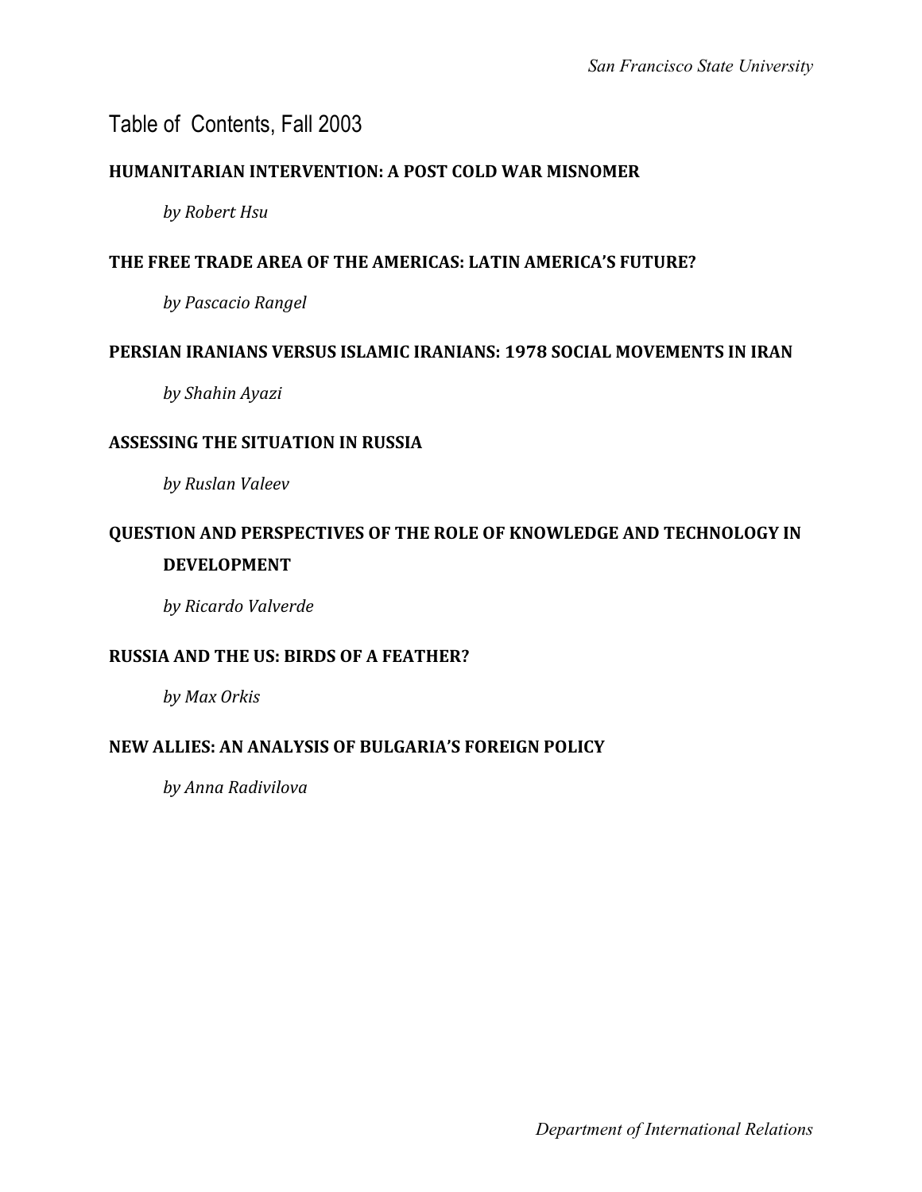# Table of Contents, Fall 2003

**HUMANITARIAN INTERVENTION: A POST COLD WAR MISNOMER**

*by Robert Hsu*

**THE FREE TRADE AREA OF THE AMERICAS: LATIN AMERICA'S FUTURE?**

*by Pascacio Rangel*

**PERSIAN IRANIANS VERSUS ISLAMIC IRANIANS: 1978 SOCIAL MOVEMENTS IN IRAN**

*by Shahin Ayazi*

**ASSESSING THE SITUATION IN RUSSIA**

*by Ruslan Valeev*

**QUESTION AND PERSPECTIVES OF THE ROLE OF KNOWLEDGE AND TECHNOLOGY IN DEVELOPMENT**

*by Ricardo Valverde*

**RUSSIA AND THE US: BIRDS OF A FEATHER?**

*by Max Orkis*

**NEW ALLIES: AN ANALYSIS OF BULGARIA'S FOREIGN POLICY**

*by Anna Radivilova*